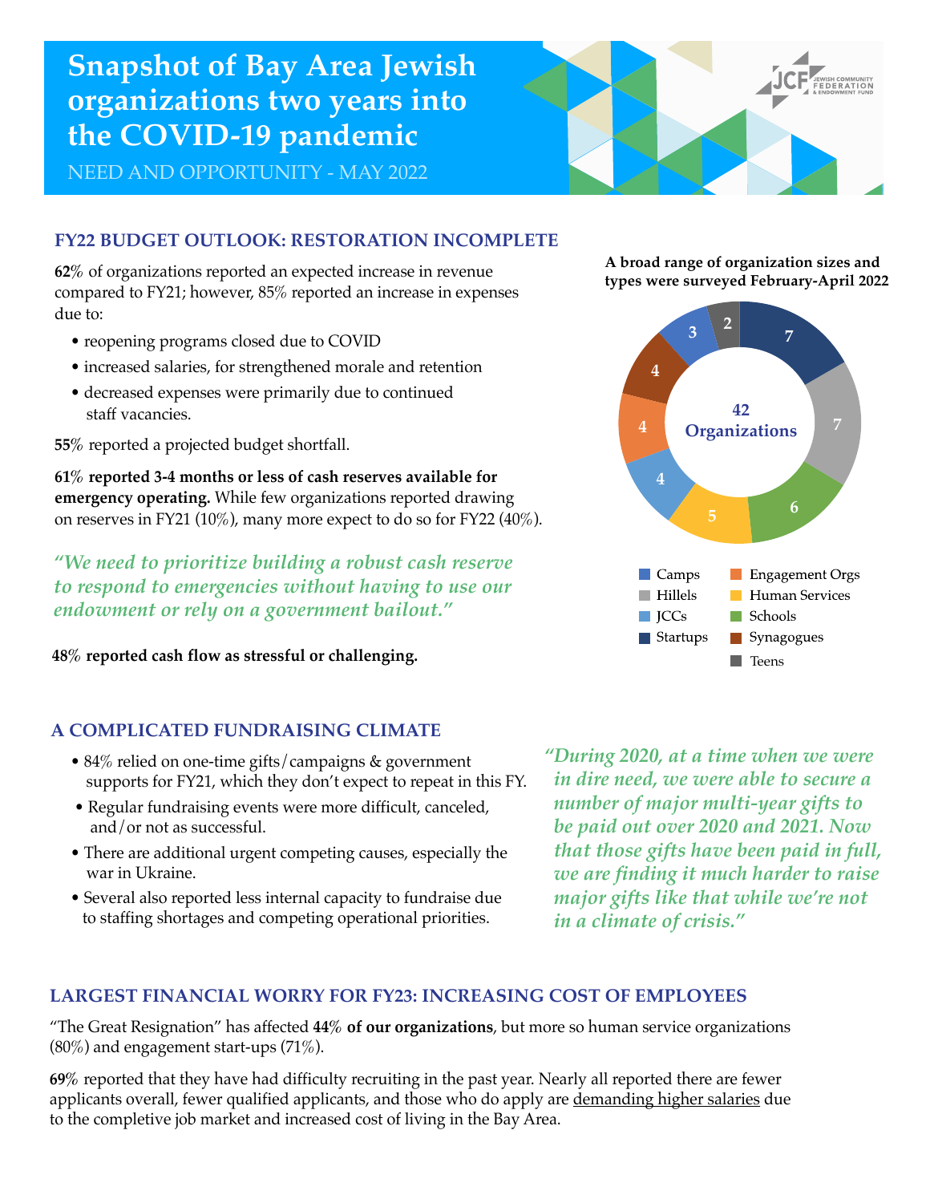# Snapshot of Bay Area Jewish organizations two years into the COVID-19 pandemic

NEED AND OPPORTUNITY - MAY 2022

## FY22 BUDGET OUTLOOK: RESTORATION INCOMPLETE

**62%** of organizations reported an expected increase in revenue compared to FY21; however, 85% reported an increase in expenses due to:

- reopening programs closed due to COVID
- increased salaries, for strengthened morale and retention
- decreased expenses were primarily due to continued staff vacancies.

**55%** reported a projected budget shortfall.

**61% reported 3-4 months or less of cash reserves available for emergency operating.** While few organizations reported drawing on reserves in FY21 (10%), many more expect to do so for FY22 (40%).

*"We need to prioritize building a robust cash reserve to respond to emergencies without having to use our endowment or rely on a government bailout."*

**48% reported cash flow as stressful or challenging.**

**A broad range of organization sizes and types were surveyed February-April 2022**

42 Organizations

| Type | Count |
| --- | --- |
| Startups | 7 |
| Hillels | 7 |
| Schools | 6 |
| Human Services | 5 |
| JCCs | 4 |
| Engagement Orgs | 4 |
| Synagogues | 4 |
| Camps | 3 |
| Teens | 2 |

## A COMPLICATED FUNDRAISING CLIMATE

- 84% relied on one-time gifts/campaigns & government supports for FY21, which they don't expect to repeat in this FY.
- Regular fundraising events were more difficult, canceled, and/or not as successful.
- There are additional urgent competing causes, especially the war in Ukraine.
- Several also reported less internal capacity to fundraise due to staffing shortages and competing operational priorities.

*"During 2020, at a time when we were in dire need, we were able to secure a number of major multi-year gifts to be paid out over 2020 and 2021. Now that those gifts have been paid in full, we are finding it much harder to raise major gifts like that while we're not in a climate of crisis."*

## LARGEST FINANCIAL WORRY FOR FY23: INCREASING COST OF EMPLOYEES

"The Great Resignation" has affected **44% of our organizations**, but more so human service organizations (80%) and engagement start-ups (71%).

**69%** reported that they have had difficulty recruiting in the past year. Nearly all reported there are fewer applicants overall, fewer qualified applicants, and those who do apply are demanding higher salaries due to the completive job market and increased cost of living in the Bay Area.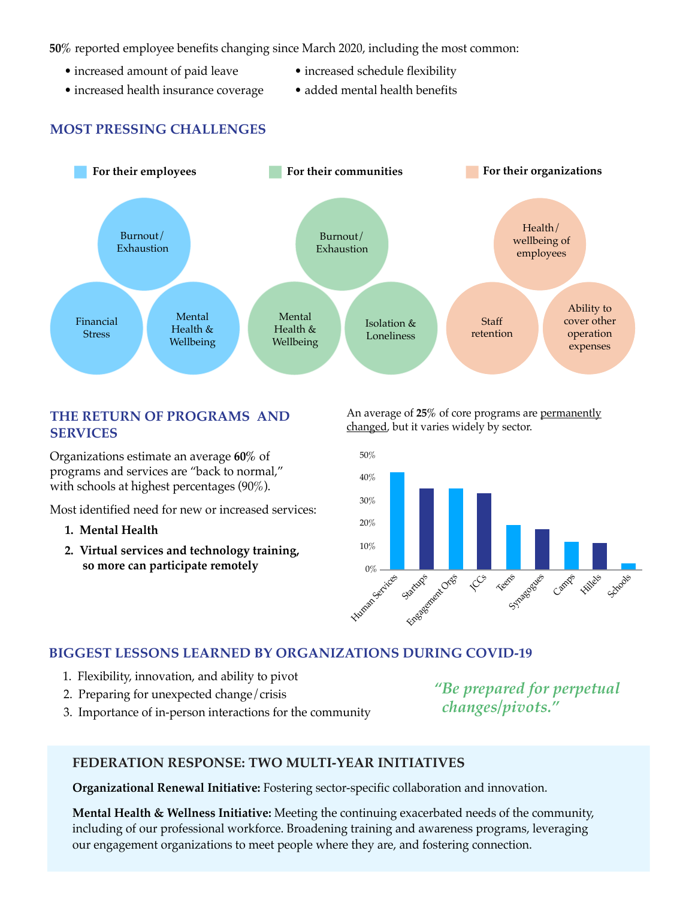**50%** reported employee benefits changing since March 2020, including the most common:

- increased amount of paid leave
- increased health insurance coverage
- increased schedule flexibility
- added mental health benefits

## MOST PRESSING CHALLENGES

**For their employees**

- Burnout/ Exhaustion
- Financial Stress
- Mental Health & Wellbeing

**For their communities**

- Burnout/ Exhaustion
- Mental Health & Wellbeing
- Isolation & Loneliness

**For their organizations**

- Health/ wellbeing of employees
- Staff retention
- Ability to cover other operation expenses

## THE RETURN OF PROGRAMS AND SERVICES

Organizations estimate an average **60%** of programs and services are "back to normal," with schools at highest percentages (90%).

Most identified need for new or increased services:

1. **Mental Health**
2. **Virtual services and technology training, so more can participate remotely**

An average of **25%** of core programs are permanently changed, but it varies widely by sector.

50%
40%
30%
20%
10%
0%

Human Services
Startups
Engagement Orgs
JCCs
Teens
Synagogues
Camps
Hillels
Schools

## BIGGEST LESSONS LEARNED BY ORGANIZATIONS DURING COVID-19

1. Flexibility, innovation, and ability to pivot
2. Preparing for unexpected change/crisis
3. Importance of in-person interactions for the community

*"Be prepared for perpetual changes/pivots."*

### FEDERATION RESPONSE: TWO MULTI-YEAR INITIATIVES

**Organizational Renewal Initiative:** Fostering sector-specific collaboration and innovation.

**Mental Health & Wellness Initiative:** Meeting the continuing exacerbated needs of the community, including of our professional workforce. Broadening training and awareness programs, leveraging our engagement organizations to meet people where they are, and fostering connection.